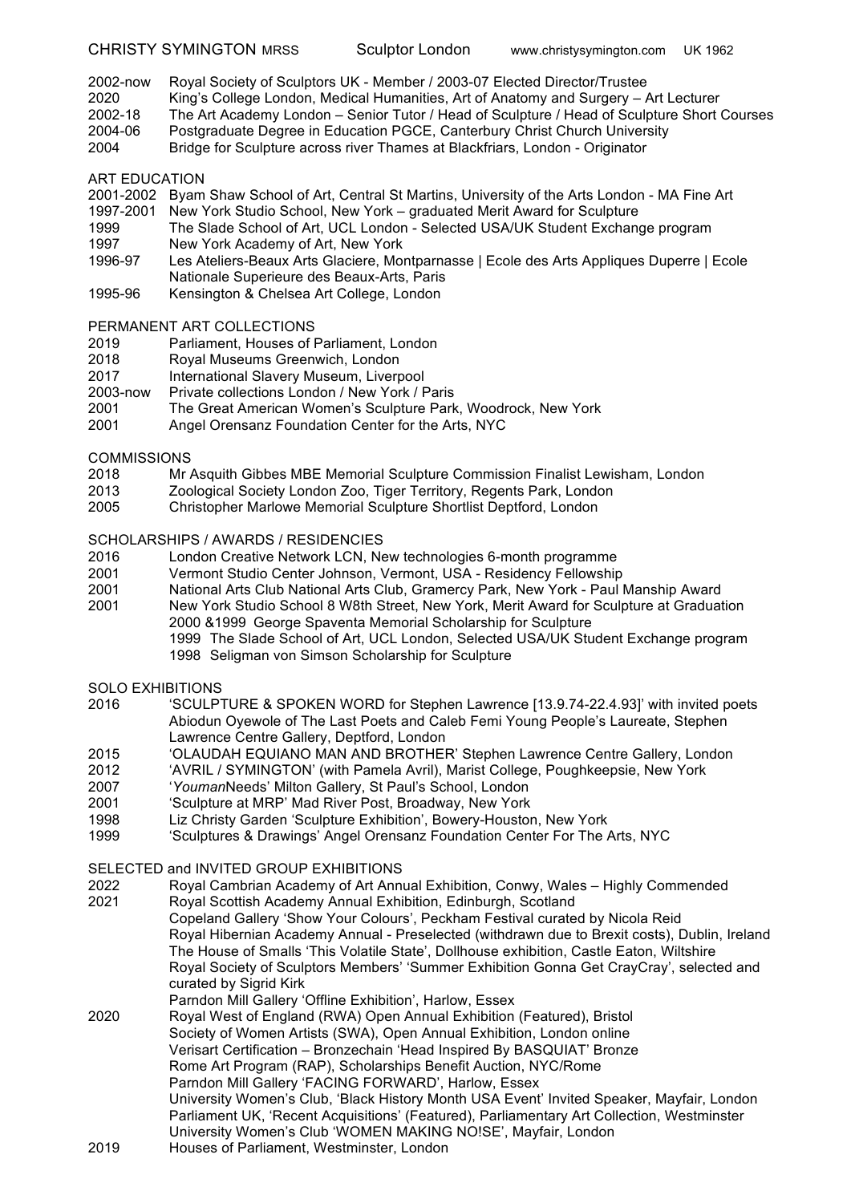CHRISTY SYMINGTON MRSS Sculptor London www.christysymington.com UK 1962

| | |
|---|---|
| 2002-now | Royal Society of Sculptors UK - Member / 2003-07 Elected Director/Trustee |
| 2020 | King's College London, Medical Humanities, Art of Anatomy and Surgery – Art Lecturer |
| 2002-18 | The Art Academy London – Senior Tutor / Head of Sculpture / Head of Sculpture Short Courses |
| 2004-06 | Postgraduate Degree in Education PGCE, Canterbury Christ Church University |
| 2004 | Bridge for Sculpture across river Thames at Blackfriars, London - Originator |

## ART EDUCATION

| | |
|---|---|
| 2001-2002 | Byam Shaw School of Art, Central St Martins, University of the Arts London - MA Fine Art |
| 1997-2001 | New York Studio School, New York – graduated Merit Award for Sculpture |
| 1999 | The Slade School of Art, UCL London - Selected USA/UK Student Exchange program |
| 1997 | New York Academy of Art, New York |
| 1996-97 | Les Ateliers-Beaux Arts Glaciere, Montparnasse \| Ecole des Arts Appliques Duperre \| Ecole Nationale Superieure des Beaux-Arts, Paris |
| 1995-96 | Kensington & Chelsea Art College, London |

## PERMANENT ART COLLECTIONS

| | |
|---|---|
| 2019 | Parliament, Houses of Parliament, London |
| 2018 | Royal Museums Greenwich, London |
| 2017 | International Slavery Museum, Liverpool |
| 2003-now | Private collections London / New York / Paris |
| 2001 | The Great American Women's Sculpture Park, Woodrock, New York |
| 2001 | Angel Orensanz Foundation Center for the Arts, NYC |

## COMMISSIONS

| | |
|---|---|
| 2018 | Mr Asquith Gibbes MBE Memorial Sculpture Commission Finalist Lewisham, London |
| 2013 | Zoological Society London Zoo, Tiger Territory, Regents Park, London |
| 2005 | Christopher Marlowe Memorial Sculpture Shortlist Deptford, London |

## SCHOLARSHIPS / AWARDS / RESIDENCIES

| | |
|---|---|
| 2016 | London Creative Network LCN, New technologies 6-month programme |
| 2001 | Vermont Studio Center Johnson, Vermont, USA - Residency Fellowship |
| 2001 | National Arts Club National Arts Club, Gramercy Park, New York - Paul Manship Award |
| 2001 | New York Studio School 8 W8th Street, New York, Merit Award for Sculpture at Graduation<br>2000 &1999 George Spaventa Memorial Scholarship for Sculpture<br>1999 The Slade School of Art, UCL London, Selected USA/UK Student Exchange program<br>1998 Seligman von Simson Scholarship for Sculpture |

## SOLO EXHIBITIONS

| | |
|---|---|
| 2016 | 'SCULPTURE & SPOKEN WORD for Stephen Lawrence [13.9.74-22.4.93]' with invited poets Abiodun Oyewole of The Last Poets and Caleb Femi Young People's Laureate, Stephen Lawrence Centre Gallery, Deptford, London |
| 2015 | 'OLAUDAH EQUIANO MAN AND BROTHER' Stephen Lawrence Centre Gallery, London |
| 2012 | 'AVRIL / SYMINGTON' (with Pamela Avril), Marist College, Poughkeepsie, New York |
| 2007 | '*Youman*Needs' Milton Gallery, St Paul's School, London |
| 2001 | 'Sculpture at MRP' Mad River Post, Broadway, New York |
| 1998 | Liz Christy Garden 'Sculpture Exhibition', Bowery-Houston, New York |
| 1999 | 'Sculptures & Drawings' Angel Orensanz Foundation Center For The Arts, NYC |

## SELECTED and INVITED GROUP EXHIBITIONS

| | |
|---|---|
| 2022 | Royal Cambrian Academy of Art Annual Exhibition, Conwy, Wales – Highly Commended |
| 2021 | Royal Scottish Academy Annual Exhibition, Edinburgh, Scotland<br>Copeland Gallery 'Show Your Colours', Peckham Festival curated by Nicola Reid<br>Royal Hibernian Academy Annual - Preselected (withdrawn due to Brexit costs), Dublin, Ireland<br>The House of Smalls 'This Volatile State', Dollhouse exhibition, Castle Eaton, Wiltshire<br>Royal Society of Sculptors Members' 'Summer Exhibition Gonna Get CrayCray', selected and curated by Sigrid Kirk<br>Parndon Mill Gallery 'Offline Exhibition', Harlow, Essex |
| 2020 | Royal West of England (RWA) Open Annual Exhibition (Featured), Bristol<br>Society of Women Artists (SWA), Open Annual Exhibition, London online<br>Verisart Certification – Bronzechain 'Head Inspired By BASQUIAT' Bronze<br>Rome Art Program (RAP), Scholarships Benefit Auction, NYC/Rome<br>Parndon Mill Gallery 'FACING FORWARD', Harlow, Essex<br>University Women's Club, 'Black History Month USA Event' Invited Speaker, Mayfair, London<br>Parliament UK, 'Recent Acquisitions' (Featured), Parliamentary Art Collection, Westminster<br>University Women's Club 'WOMEN MAKING NO!SE', Mayfair, London |
| 2019 | Houses of Parliament, Westminster, London |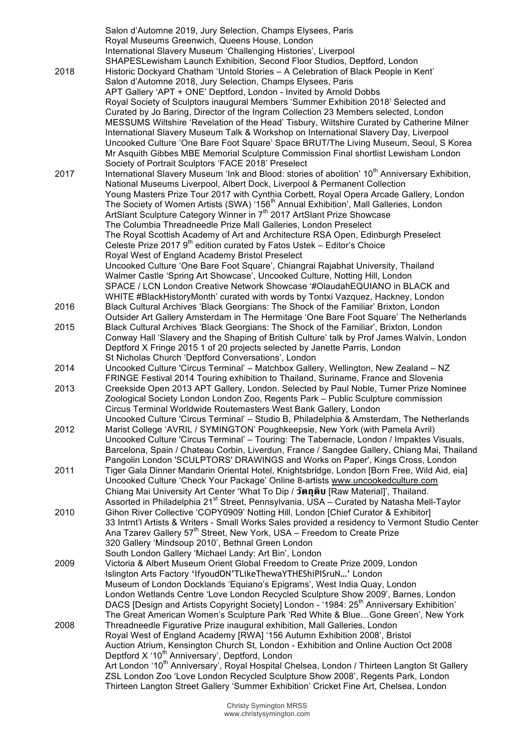Salon d'Automne 2019, Jury Selection, Champs Elysees, Paris
Royal Museums Greenwich, Queens House, London
International Slavery Museum 'Challenging Histories', Liverpool
SHAPESLewisham Launch Exhibition, Second Floor Studios, Deptford, London

**2018**
Historic Dockyard Chatham 'Untold Stories – A Celebration of Black People in Kent'
Salon d'Automne 2018, Jury Selection, Champs Elysees, Paris
APT Gallery 'APT + ONE' Deptford, London - Invited by Arnold Dobbs
Royal Society of Sculptors inaugural Members 'Summer Exhibition 2018' Selected and Curated by Jo Baring, Director of the Ingram Collection 23 Members selected, London
MESSUMS Wiltshire 'Revelation of the Head' Tisbury, Wiltshire Curated by Catherine Milner
International Slavery Museum Talk & Workshop on International Slavery Day, Liverpool
Uncooked Culture 'One Bare Foot Square' Space BRUT/The Living Museum, Seoul, S Korea
Mr Asquith Gibbes MBE Memorial Sculpture Commission Final shortlist Lewisham London
Society of Portrait Sculptors 'FACE 2018' Preselect

**2017**
International Slavery Museum 'Ink and Blood: stories of abolition' 10th Anniversary Exhibition, National Museums Liverpool, Albert Dock, Liverpool & Permanent Collection
Young Masters Prize Tour 2017 with Cynthia Corbett, Royal Opera Arcade Gallery, London
The Society of Women Artists (SWA) '156th Annual Exhibition', Mall Galleries, London
ArtSlant Sculpture Category Winner in 7th 2017 ArtSlant Prize Showcase
The Columbia Threadneedle Prize Mall Galleries, London Preselect
The Royal Scottish Academy of Art and Architecture RSA Open, Edinburgh Preselect
Celeste Prize 2017 9th edition curated by Fatos Ustek – Editor's Choice
Royal West of England Academy Bristol Preselect
Uncooked Culture 'One Bare Foot Square', Chiangrai Rajabhat University, Thailand
Walmer Castle 'Spring Art Showcase', Uncooked Culture, Notting Hill, London
SPACE / LCN London Creative Network Showcase '#OlaudahEQUIANO in BLACK and WHITE #BlackHistoryMonth' curated with words by Tontxi Vazquez, Hackney, London

**2016**
Black Cultural Archives 'Black Georgians: The Shock of the Familiar' Brixton, London
Outsider Art Gallery Amsterdam in The Hermitage 'One Bare Foot Square' The Netherlands

**2015**
Black Cultural Archives 'Black Georgians: The Shock of the Familiar', Brixton, London
Conway Hall 'Slavery and the Shaping of British Culture' talk by Prof James Walvin, London
Deptford X Fringe 2015 1 of 20 projects selected by Janette Parris, London
St Nicholas Church 'Deptford Conversations', London

**2014**
Uncooked Culture 'Circus Terminal' – Matchbox Gallery, Wellington, New Zealand – NZ FRINGE Festival 2014 Touring exhibition to Thailand, Suriname, France and Slovenia

**2013**
Creekside Open 2013 APT Gallery, London. Selected by Paul Noble, Turner Prize Nominee
Zoological Society London London Zoo, Regents Park – Public Sculpture commission
Circus Terminal Worldwide Routemasters West Bank Gallery, London
Uncooked Culture 'Circus Terminal' – Studio B, Philadelphia & Amsterdam, The Netherlands

**2012**
Marist College 'AVRIL / SYMINGTON' Poughkeepsie, New York (with Pamela Avril)
Uncooked Culture 'Circus Terminal' – Touring: The Tabernacle, London / Impaktes Visuals, Barcelona, Spain / Chateau Corbin, Liverdun, France / Sangdee Gallery, Chiang Mai, Thailand
Pangolin London 'SCULPTORS' DRAWINGS and Works on Paper', Kings Cross, London

**2011**
Tiger Gala Dinner Mandarin Oriental Hotel, Knightsbridge, London [Born Free, Wild Aid, eia]
Uncooked Culture 'Check Your Package' Online 8-artists www.uncookedculture.com
Chiang Mai University Art Center 'What To Dip / **วัตถุดิบ** [Raw Material]', Thailand.
Assorted in Philadelphia 21st Street, Pennsylvania, USA – Curated by Natasha Mell-Taylor

**2010**
Gihon River Collective 'COPY0909' Notting Hill, London [Chief Curator & Exhibitor]
33 Intrnt'l Artists & Writers - Small Works Sales provided a residency to Vermont Studio Center
Ana Tzarev Gallery 57th Street, New York, USA – Freedom to Create Prize
320 Gallery 'Mindsoup 2010', Bethnal Green London
South London Gallery 'Michael Landy: Art Bin', London

**2009**
Victoria & Albert Museum Orient Global Freedom to Create Prize 2009, London
Islington Arts Factory 'IfyoudON'TLikeThewaYTHEShiPISruN…' London
Museum of London Docklands 'Equiano's Epigrams', West India Quay, London
London Wetlands Centre 'Love London Recycled Sculpture Show 2009', Barnes, London
DACS [Design and Artists Copyright Society] London - '1984: 25th Anniversary Exhibition'
The Great American Women's Sculpture Park 'Red White & Blue…Gone Green', New York

**2008**
Threadneedle Figurative Prize inaugural exhibition, Mall Galleries, London
Royal West of England Academy [RWA] '156 Autumn Exhibition 2008', Bristol
Auction Atrium, Kensington Church St, London - Exhibition and Online Auction Oct 2008
Deptford X '10th Anniversary', Deptford, London
Art London '10th Anniversary', Royal Hospital Chelsea, London / Thirteen Langton St Gallery
ZSL London Zoo 'Love London Recycled Sculpture Show 2008', Regents Park, London
Thirteen Langton Street Gallery 'Summer Exhibition' Cricket Fine Art, Chelsea, London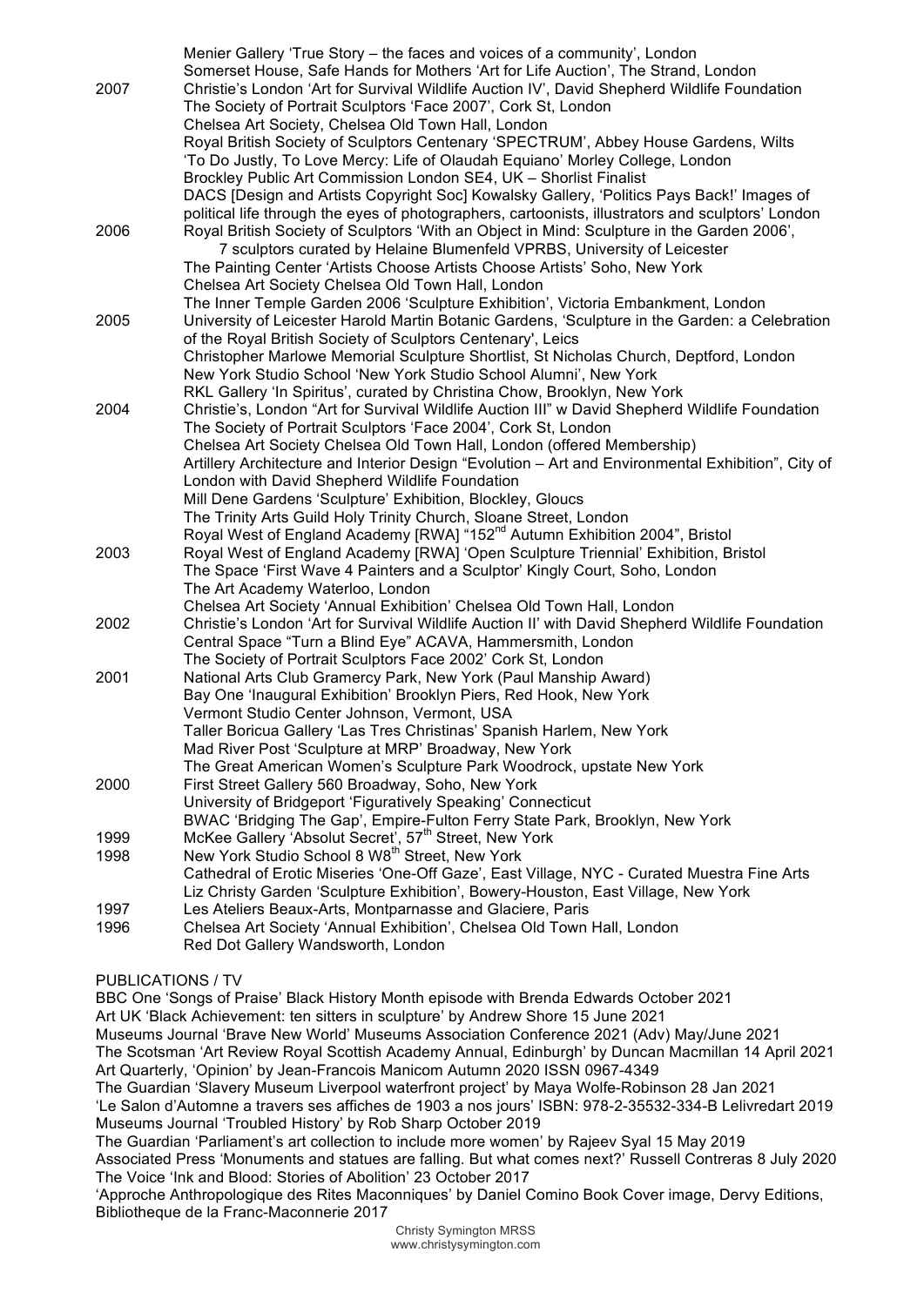Menier Gallery 'True Story – the faces and voices of a community', London
Somerset House, Safe Hands for Mothers 'Art for Life Auction', The Strand, London

2007 Christie's London 'Art for Survival Wildlife Auction IV', David Shepherd Wildlife Foundation
The Society of Portrait Sculptors 'Face 2007', Cork St, London
Chelsea Art Society, Chelsea Old Town Hall, London
Royal British Society of Sculptors Centenary 'SPECTRUM', Abbey House Gardens, Wilts
'To Do Justly, To Love Mercy: Life of Olaudah Equiano' Morley College, London
Brockley Public Art Commission London SE4, UK – Shorlist Finalist
DACS [Design and Artists Copyright Soc] Kowalsky Gallery, 'Politics Pays Back!' Images of political life through the eyes of photographers, cartoonists, illustrators and sculptors' London

2006 Royal British Society of Sculptors 'With an Object in Mind: Sculpture in the Garden 2006', 7 sculptors curated by Helaine Blumenfeld VPRBS, University of Leicester
The Painting Center 'Artists Choose Artists Choose Artists' Soho, New York
Chelsea Art Society Chelsea Old Town Hall, London
The Inner Temple Garden 2006 'Sculpture Exhibition', Victoria Embankment, London

2005 University of Leicester Harold Martin Botanic Gardens, 'Sculpture in the Garden: a Celebration of the Royal British Society of Sculptors Centenary', Leics
Christopher Marlowe Memorial Sculpture Shortlist, St Nicholas Church, Deptford, London
New York Studio School 'New York Studio School Alumni', New York
RKL Gallery 'In Spiritus', curated by Christina Chow, Brooklyn, New York

2004 Christie's, London "Art for Survival Wildlife Auction III" w David Shepherd Wildlife Foundation
The Society of Portrait Sculptors 'Face 2004', Cork St, London
Chelsea Art Society Chelsea Old Town Hall, London (offered Membership)
Artillery Architecture and Interior Design "Evolution – Art and Environmental Exhibition", City of London with David Shepherd Wildlife Foundation
Mill Dene Gardens 'Sculpture' Exhibition, Blockley, Gloucs
The Trinity Arts Guild Holy Trinity Church, Sloane Street, London
Royal West of England Academy [RWA] "152nd Autumn Exhibition 2004", Bristol

2003 Royal West of England Academy [RWA] 'Open Sculpture Triennial' Exhibition, Bristol
The Space 'First Wave 4 Painters and a Sculptor' Kingly Court, Soho, London
The Art Academy Waterloo, London
Chelsea Art Society 'Annual Exhibition' Chelsea Old Town Hall, London

2002 Christie's London 'Art for Survival Wildlife Auction II' with David Shepherd Wildlife Foundation
Central Space "Turn a Blind Eye" ACAVA, Hammersmith, London
The Society of Portrait Sculptors Face 2002' Cork St, London

2001 National Arts Club Gramercy Park, New York (Paul Manship Award)
Bay One 'Inaugural Exhibition' Brooklyn Piers, Red Hook, New York
Vermont Studio Center Johnson, Vermont, USA
Taller Boricua Gallery 'Las Tres Christinas' Spanish Harlem, New York
Mad River Post 'Sculpture at MRP' Broadway, New York
The Great American Women's Sculpture Park Woodrock, upstate New York

2000 First Street Gallery 560 Broadway, Soho, New York
University of Bridgeport 'Figuratively Speaking' Connecticut
BWAC 'Bridging The Gap', Empire-Fulton Ferry State Park, Brooklyn, New York

1999 McKee Gallery 'Absolut Secret', 57th Street, New York

1998 New York Studio School 8 W8th Street, New York
Cathedral of Erotic Miseries 'One-Off Gaze', East Village, NYC - Curated Muestra Fine Arts
Liz Christy Garden 'Sculpture Exhibition', Bowery-Houston, East Village, New York

1997 Les Ateliers Beaux-Arts, Montparnasse and Glaciere, Paris

1996 Chelsea Art Society 'Annual Exhibition', Chelsea Old Town Hall, London
Red Dot Gallery Wandsworth, London

## PUBLICATIONS / TV

BBC One 'Songs of Praise' Black History Month episode with Brenda Edwards October 2021
Art UK 'Black Achievement: ten sitters in sculpture' by Andrew Shore 15 June 2021
Museums Journal 'Brave New World' Museums Association Conference 2021 (Adv) May/June 2021
The Scotsman 'Art Review Royal Scottish Academy Annual, Edinburgh' by Duncan Macmillan 14 April 2021
Art Quarterly, 'Opinion' by Jean-Francois Manicom Autumn 2020 ISSN 0967-4349
The Guardian 'Slavery Museum Liverpool waterfront project' by Maya Wolfe-Robinson 28 Jan 2021
'Le Salon d'Automne a travers ses affiches de 1903 a nos jours' ISBN: 978-2-35532-334-B Lelivredart 2019
Museums Journal 'Troubled History' by Rob Sharp October 2019
The Guardian 'Parliament's art collection to include more women' by Rajeev Syal 15 May 2019
Associated Press 'Monuments and statues are falling. But what comes next?' Russell Contreras 8 July 2020
The Voice 'Ink and Blood: Stories of Abolition' 23 October 2017
'Approche Anthropologique des Rites Maconniques' by Daniel Comino Book Cover image, Dervy Editions, Bibliotheque de la Franc-Maconnerie 2017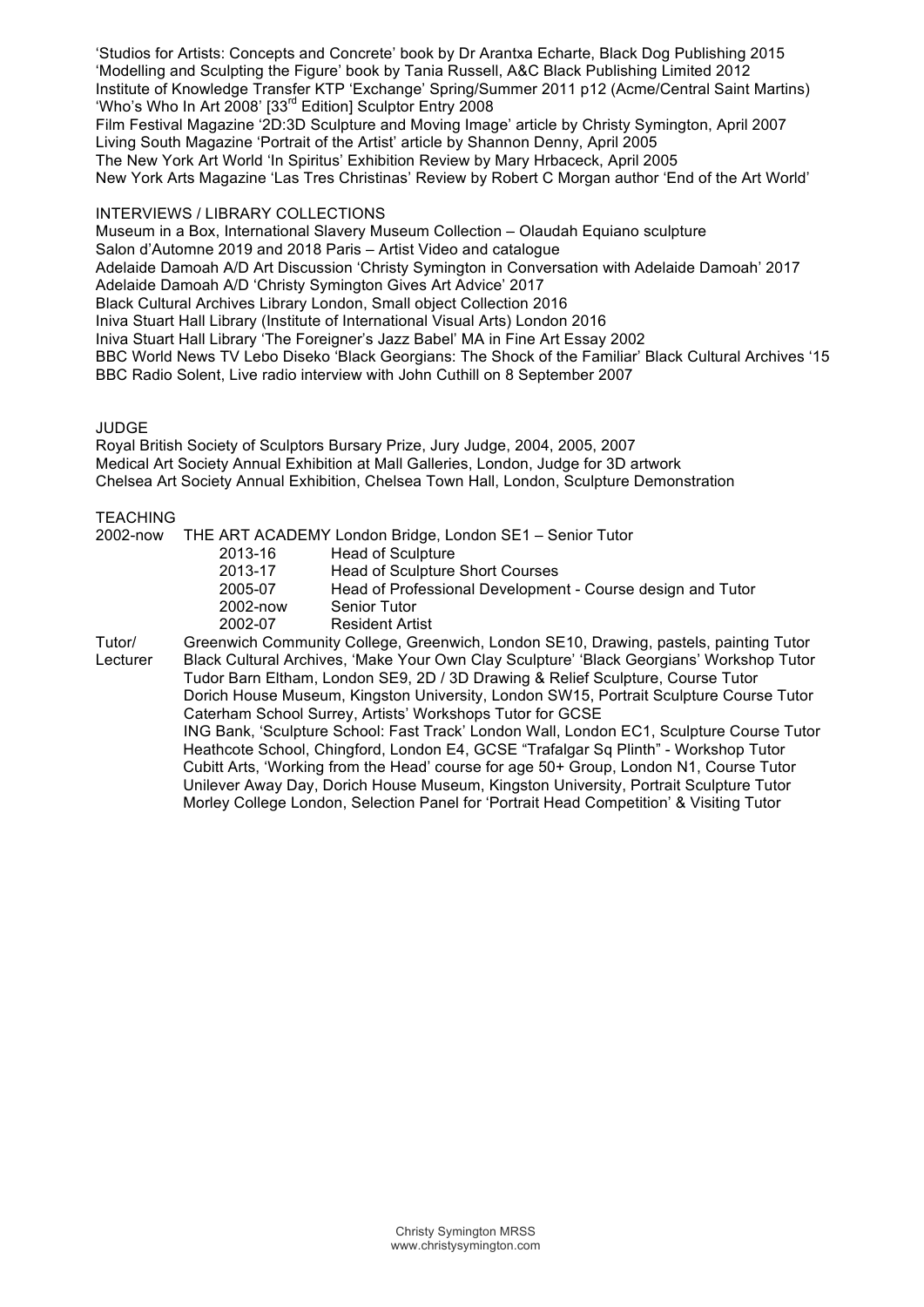'Studios for Artists: Concepts and Concrete' book by Dr Arantxa Echarte, Black Dog Publishing 2015
'Modelling and Sculpting the Figure' book by Tania Russell, A&C Black Publishing Limited 2012
Institute of Knowledge Transfer KTP 'Exchange' Spring/Summer 2011 p12 (Acme/Central Saint Martins)
'Who's Who In Art 2008' [33rd Edition] Sculptor Entry 2008
Film Festival Magazine '2D:3D Sculpture and Moving Image' article by Christy Symington, April 2007
Living South Magazine 'Portrait of the Artist' article by Shannon Denny, April 2005
The New York Art World 'In Spiritus' Exhibition Review by Mary Hrbaceck, April 2005
New York Arts Magazine 'Las Tres Christinas' Review by Robert C Morgan author 'End of the Art World'

## INTERVIEWS / LIBRARY COLLECTIONS

Museum in a Box, International Slavery Museum Collection – Olaudah Equiano sculpture
Salon d'Automne 2019 and 2018 Paris – Artist Video and catalogue
Adelaide Damoah A/D Art Discussion 'Christy Symington in Conversation with Adelaide Damoah' 2017
Adelaide Damoah A/D 'Christy Symington Gives Art Advice' 2017
Black Cultural Archives Library London, Small object Collection 2016
Iniva Stuart Hall Library (Institute of International Visual Arts) London 2016
Iniva Stuart Hall Library 'The Foreigner's Jazz Babel' MA in Fine Art Essay 2002
BBC World News TV Lebo Diseko 'Black Georgians: The Shock of the Familiar' Black Cultural Archives '15
BBC Radio Solent, Live radio interview with John Cuthill on 8 September 2007

## JUDGE

Royal British Society of Sculptors Bursary Prize, Jury Judge, 2004, 2005, 2007
Medical Art Society Annual Exhibition at Mall Galleries, London, Judge for 3D artwork
Chelsea Art Society Annual Exhibition, Chelsea Town Hall, London, Sculpture Demonstration

## TEACHING

2002-now THE ART ACADEMY London Bridge, London SE1 – Senior Tutor

| | |
|---|---|
| 2013-16 | Head of Sculpture |
| 2013-17 | Head of Sculpture Short Courses |
| 2005-07 | Head of Professional Development - Course design and Tutor |
| 2002-now | Senior Tutor |
| 2002-07 | Resident Artist |

Tutor/ Lecturer

Greenwich Community College, Greenwich, London SE10, Drawing, pastels, painting Tutor
Black Cultural Archives, 'Make Your Own Clay Sculpture' 'Black Georgians' Workshop Tutor
Tudor Barn Eltham, London SE9, 2D / 3D Drawing & Relief Sculpture, Course Tutor
Dorich House Museum, Kingston University, London SW15, Portrait Sculpture Course Tutor
Caterham School Surrey, Artists' Workshops Tutor for GCSE
ING Bank, 'Sculpture School: Fast Track' London Wall, London EC1, Sculpture Course Tutor
Heathcote School, Chingford, London E4, GCSE "Trafalgar Sq Plinth" - Workshop Tutor
Cubitt Arts, 'Working from the Head' course for age 50+ Group, London N1, Course Tutor
Unilever Away Day, Dorich House Museum, Kingston University, Portrait Sculpture Tutor
Morley College London, Selection Panel for 'Portrait Head Competition' & Visiting Tutor